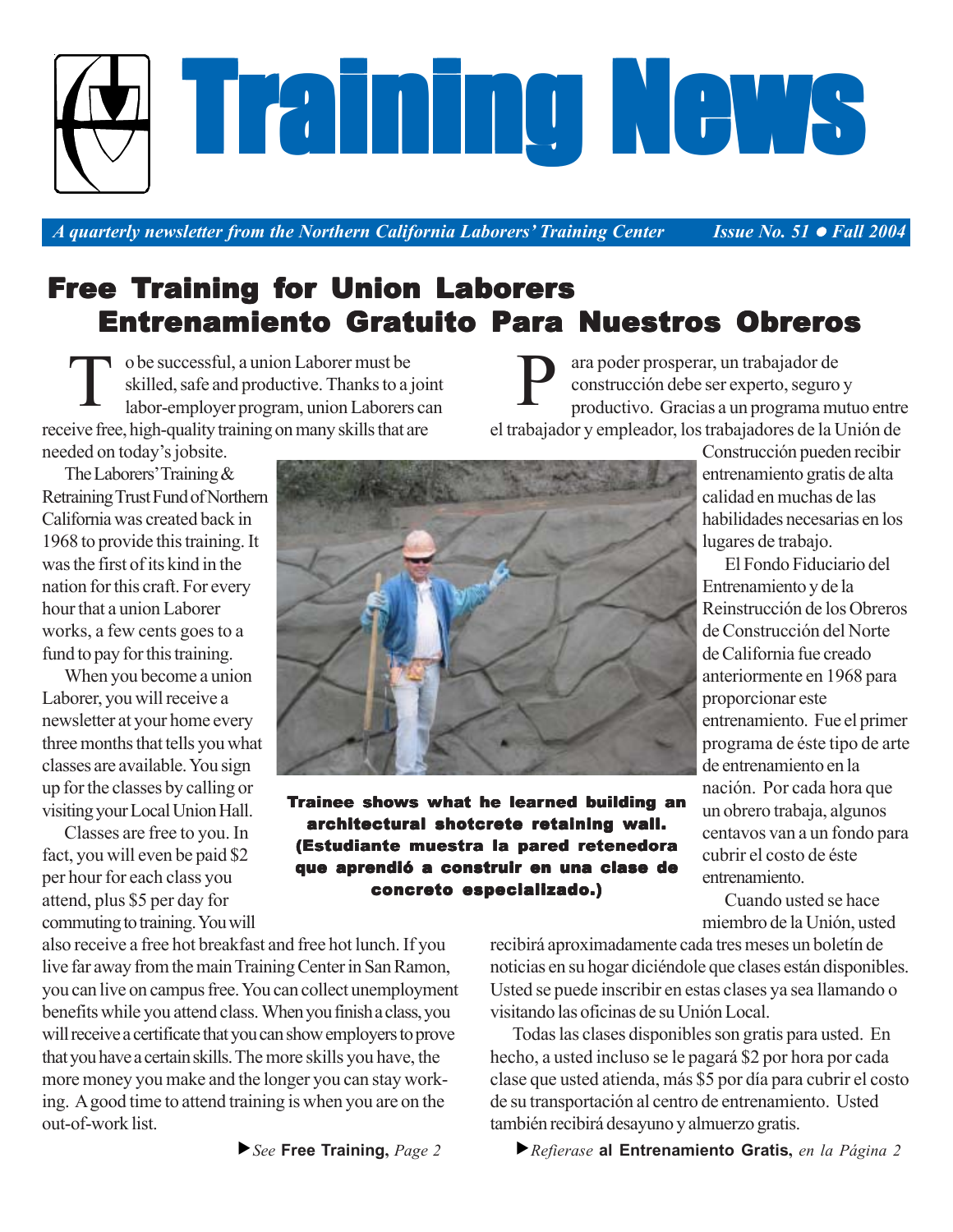# Training News

*A quarterly newsletter from the Northern California Laborers' Training Center* *Issue No. 51 • Fall 2004*

## Free Training for Union Laborers
## Entrenamiento Gratuito Para Nuestros Obreros

To be successful, a union Laborer must be skilled, safe and productive. Thanks to a joint labor-employer program, union Laborers can receive free, high-quality training on many skills that are needed on today's jobsite.

The Laborers' Training & Retraining Trust Fund of Northern California was created back in 1968 to provide this training. It was the first of its kind in the nation for this craft. For every hour that a union Laborer works, a few cents goes to a fund to pay for this training.

When you become a union Laborer, you will receive a newsletter at your home every three months that tells you what classes are available. You sign up for the classes by calling or visiting your Local Union Hall.

Classes are free to you. In fact, you will even be paid $2 per hour for each class you attend, plus $5 per day for commuting to training. You will also receive a free hot breakfast and free hot lunch. If you live far away from the main Training Center in San Ramon, you can live on campus free. You can collect unemployment benefits while you attend class. When you finish a class, you will receive a certificate that you can show employers to prove that you have a certain skills. The more skills you have, the more money you make and the longer you can stay working. A good time to attend training is when you are on the out-of-work list.

▶ *See* **Free Training,** *Page 2*

**Trainee shows what he learned building an architectural shotcrete retaining wall. (Estudiante muestra la pared retenedora que aprendió a construir en una clase de concreto especializado.)**

Para poder prosperar, un trabajador de construcción debe ser experto, seguro y productivo. Gracias a un programa mutuo entre el trabajador y empleador, los trabajadores de la Unión de Construcción pueden recibir entrenamiento gratis de alta calidad en muchas de las habilidades necesarias en los lugares de trabajo.

El Fondo Fiduciario del Entrenamiento y de la Reinstrucción de los Obreros de Construcción del Norte de California fue creado anteriormente en 1968 para proporcionar este entrenamiento. Fue el primer programa de éste tipo de arte de entrenamiento en la nación. Por cada hora que un obrero trabaja, algunos centavos van a un fondo para cubrir el costo de éste entrenamiento.

Cuando usted se hace miembro de la Unión, usted recibirá aproximadamente cada tres meses un boletín de noticias en su hogar diciéndole que clases están disponibles. Usted se puede inscribir en estas clases ya sea llamando o visitando las oficinas de su Unión Local.

Todas las clases disponibles son gratis para usted. En hecho, a usted incluso se le pagará $2 por hora por cada clase que usted atienda, más $5 por día para cubrir el costo de su transportación al centro de entrenamiento. Usted también recibirá desayuno y almuerzo gratis.

▶ *Refierase* **al Entrenamiento Gratis,** *en la Página 2*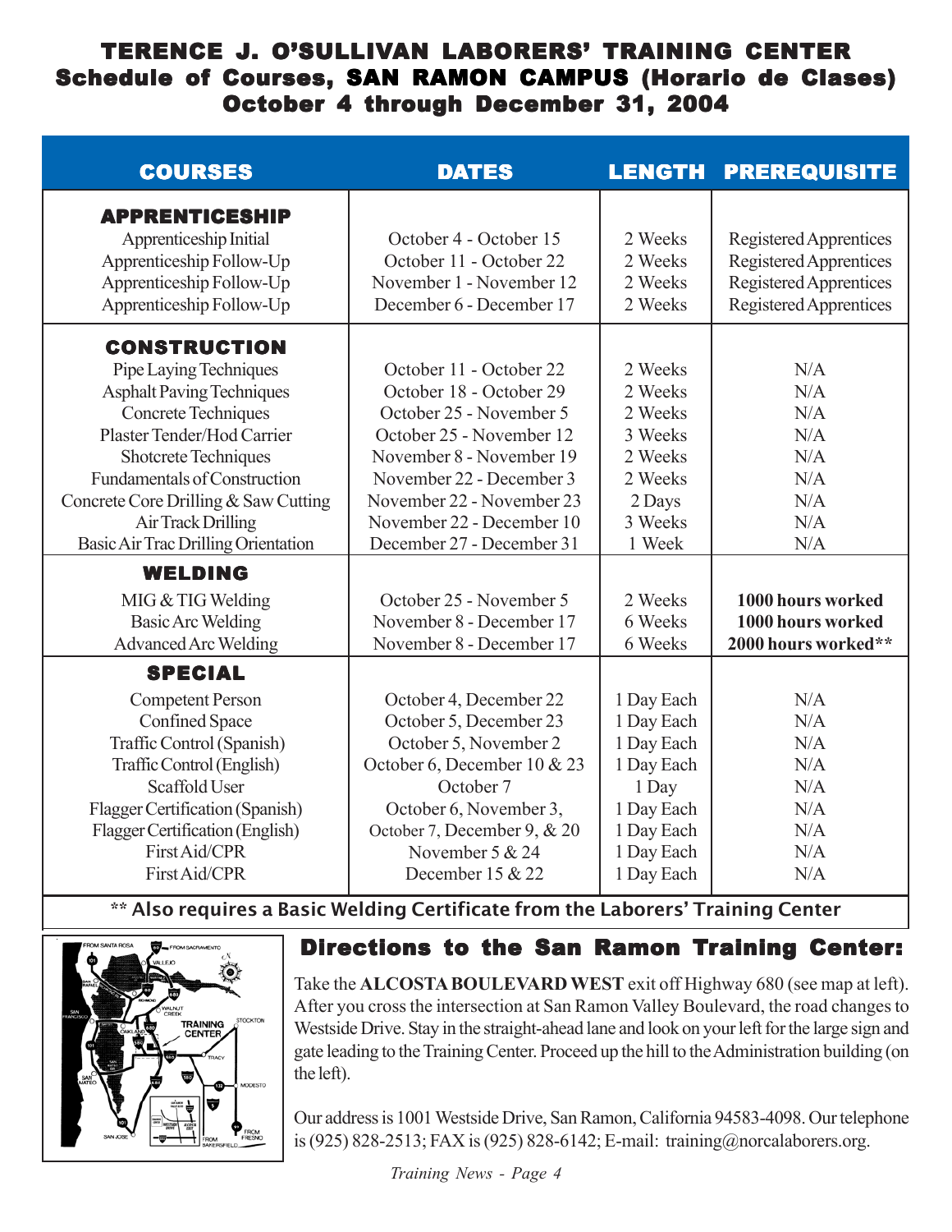# TERENCE J. O'SULLIVAN LABORERS' TRAINING CENTER
## Schedule of Courses, SAN RAMON CAMPUS (Horario de Clases)
## October 4 through December 31, 2004

| COURSES | DATES | LENGTH | PREREQUISITE |
|---|---|---|---|
| **APPRENTICESHIP** | | | |
| Apprenticeship Initial | October 4 - October 15 | 2 Weeks | Registered Apprentices |
| Apprenticeship Follow-Up | October 11 - October 22 | 2 Weeks | Registered Apprentices |
| Apprenticeship Follow-Up | November 1 - November 12 | 2 Weeks | Registered Apprentices |
| Apprenticeship Follow-Up | December 6 - December 17 | 2 Weeks | Registered Apprentices |
| **CONSTRUCTION** | | | |
| Pipe Laying Techniques | October 11 - October 22 | 2 Weeks | N/A |
| Asphalt Paving Techniques | October 18 - October 29 | 2 Weeks | N/A |
| Concrete Techniques | October 25 - November 5 | 2 Weeks | N/A |
| Plaster Tender/Hod Carrier | October 25 - November 12 | 3 Weeks | N/A |
| Shotcrete Techniques | November 8 - November 19 | 2 Weeks | N/A |
| Fundamentals of Construction | November 22 - December 3 | 2 Weeks | N/A |
| Concrete Core Drilling & Saw Cutting | November 22 - November 23 | 2 Days | N/A |
| Air Track Drilling | November 22 - December 10 | 3 Weeks | N/A |
| Basic Air Trac Drilling Orientation | December 27 - December 31 | 1 Week | N/A |
| **WELDING** | | | |
| MIG & TIG Welding | October 25 - November 5 | 2 Weeks | **1000 hours worked** |
| Basic Arc Welding | November 8 - December 17 | 6 Weeks | **1000 hours worked** |
| Advanced Arc Welding | November 8 - December 17 | 6 Weeks | **2000 hours worked**** |
| **SPECIAL** | | | |
| Competent Person | October 4, December 22 | 1 Day Each | N/A |
| Confined Space | October 5, December 23 | 1 Day Each | N/A |
| Traffic Control (Spanish) | October 5, November 2 | 1 Day Each | N/A |
| Traffic Control (English) | October 6, December 10 & 23 | 1 Day Each | N/A |
| Scaffold User | October 7 | 1 Day | N/A |
| Flagger Certification (Spanish) | October 6, November 3, | 1 Day Each | N/A |
| Flagger Certification (English) | October 7, December 9, & 20 | 1 Day Each | N/A |
| First Aid/CPR | November 5 & 24 | 1 Day Each | N/A |
| First Aid/CPR | December 15 & 22 | 1 Day Each | N/A |

**** Also requires a Basic Welding Certificate from the Laborers' Training Center**

## Directions to the San Ramon Training Center:

Take the **ALCOSTA BOULEVARD WEST** exit off Highway 680 (see map at left). After you cross the intersection at San Ramon Valley Boulevard, the road changes to Westside Drive. Stay in the straight-ahead lane and look on your left for the large sign and gate leading to the Training Center. Proceed up the hill to the Administration building (on the left).

Our address is 1001 Westside Drive, San Ramon, California 94583-4098. Our telephone is (925) 828-2513; FAX is (925) 828-6142; E-mail: training@norcalaborers.org.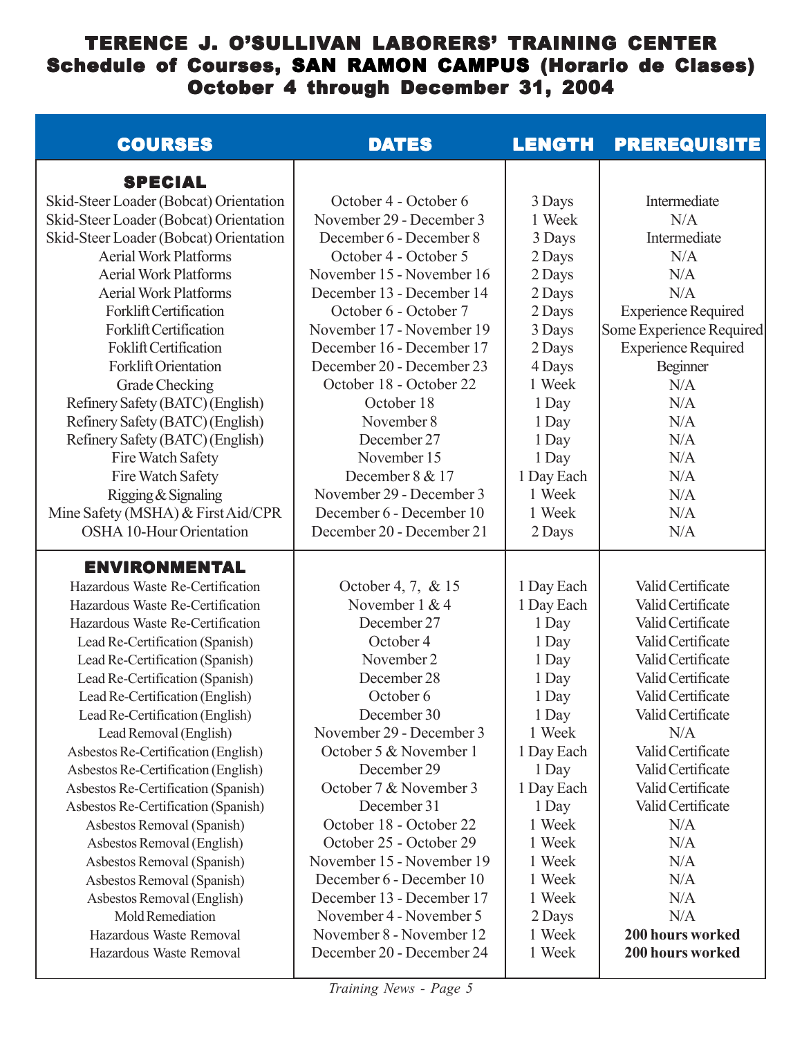# TERENCE J. O'SULLIVAN LABORERS' TRAINING CENTER
## Schedule of Courses, SAN RAMON CAMPUS (Horario de Clases)
## October 4 through December 31, 2004

| COURSES | DATES | LENGTH | PREREQUISITE |
|---|---|---|---|
| **SPECIAL** | | | |
| Skid-Steer Loader (Bobcat) Orientation | October 4 - October 6 | 3 Days | Intermediate |
| Skid-Steer Loader (Bobcat) Orientation | November 29 - December 3 | 1 Week | N/A |
| Skid-Steer Loader (Bobcat) Orientation | December 6 - December 8 | 3 Days | Intermediate |
| Aerial Work Platforms | October 4 - October 5 | 2 Days | N/A |
| Aerial Work Platforms | November 15 - November 16 | 2 Days | N/A |
| Aerial Work Platforms | December 13 - December 14 | 2 Days | N/A |
| Forklift Certification | October 6 - October 7 | 2 Days | Experience Required |
| Forklift Certification | November 17 - November 19 | 3 Days | Some Experience Required |
| Foklift Certification | December 16 - December 17 | 2 Days | Experience Required |
| Forklift Orientation | December 20 - December 23 | 4 Days | Beginner |
| Grade Checking | October 18 - October 22 | 1 Week | N/A |
| Refinery Safety (BATC) (English) | October 18 | 1 Day | N/A |
| Refinery Safety (BATC) (English) | November 8 | 1 Day | N/A |
| Refinery Safety (BATC) (English) | December 27 | 1 Day | N/A |
| Fire Watch Safety | November 15 | 1 Day | N/A |
| Fire Watch Safety | December 8 & 17 | 1 Day Each | N/A |
| Rigging & Signaling | November 29 - December 3 | 1 Week | N/A |
| Mine Safety (MSHA) & First Aid/CPR | December 6 - December 10 | 1 Week | N/A |
| OSHA 10-Hour Orientation | December 20 - December 21 | 2 Days | N/A |
| **ENVIRONMENTAL** | | | |
| Hazardous Waste Re-Certification | October 4, 7, & 15 | 1 Day Each | Valid Certificate |
| Hazardous Waste Re-Certification | November 1 & 4 | 1 Day Each | Valid Certificate |
| Hazardous Waste Re-Certification | December 27 | 1 Day | Valid Certificate |
| Lead Re-Certification (Spanish) | October 4 | 1 Day | Valid Certificate |
| Lead Re-Certification (Spanish) | November 2 | 1 Day | Valid Certificate |
| Lead Re-Certification (Spanish) | December 28 | 1 Day | Valid Certificate |
| Lead Re-Certification (English) | October 6 | 1 Day | Valid Certificate |
| Lead Re-Certification (English) | December 30 | 1 Day | Valid Certificate |
| Lead Removal (English) | November 29 - December 3 | 1 Week | N/A |
| Asbestos Re-Certification (English) | October 5 & November 1 | 1 Day Each | Valid Certificate |
| Asbestos Re-Certification (English) | December 29 | 1 Day | Valid Certificate |
| Asbestos Re-Certification (Spanish) | October 7 & November 3 | 1 Day Each | Valid Certificate |
| Asbestos Re-Certification (Spanish) | December 31 | 1 Day | Valid Certificate |
| Asbestos Removal (Spanish) | October 18 - October 22 | 1 Week | N/A |
| Asbestos Removal (English) | October 25 - October 29 | 1 Week | N/A |
| Asbestos Removal (Spanish) | November 15 - November 19 | 1 Week | N/A |
| Asbestos Removal (Spanish) | December 6 - December 10 | 1 Week | N/A |
| Asbestos Removal (English) | December 13 - December 17 | 1 Week | N/A |
| Mold Remediation | November 4 - November 5 | 2 Days | N/A |
| Hazardous Waste Removal | November 8 - November 12 | 1 Week | **200 hours worked** |
| Hazardous Waste Removal | December 20 - December 24 | 1 Week | **200 hours worked** |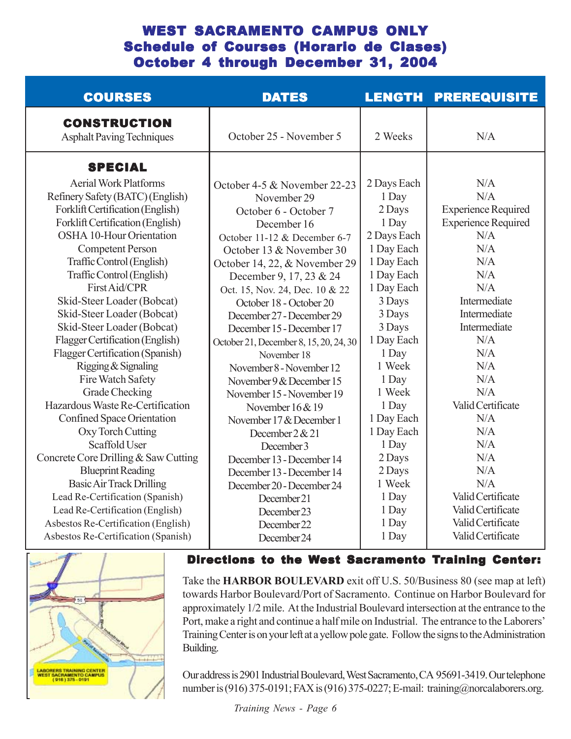# WEST SACRAMENTO CAMPUS ONLY
## Schedule of Courses (Horario de Clases)
## October 4 through December 31, 2004

| COURSES | DATES | LENGTH | PREREQUISITE |
|---|---|---|---|
| **CONSTRUCTION** | | | |
| Asphalt Paving Techniques | October 25 - November 5 | 2 Weeks | N/A |
| **SPECIAL** | | | |
| Aerial Work Platforms | October 4-5 & November 22-23 | 2 Days Each | N/A |
| Refinery Safety (BATC) (English) | November 29 | 1 Day | N/A |
| Forklift Certification (English) | October 6 - October 7 | 2 Days | Experience Required |
| Forklift Certification (English) | December 16 | 1 Day | Experience Required |
| OSHA 10-Hour Orientation | October 11-12 & December 6-7 | 2 Days Each | N/A |
| Competent Person | October 13 & November 30 | 1 Day Each | N/A |
| Traffic Control (English) | October 14, 22, & November 29 | 1 Day Each | N/A |
| Traffic Control (English) | December 9, 17, 23 & 24 | 1 Day Each | N/A |
| First Aid/CPR | Oct. 15, Nov. 24, Dec. 10 & 22 | 1 Day Each | N/A |
| Skid-Steer Loader (Bobcat) | October 18 - October 20 | 3 Days | Intermediate |
| Skid-Steer Loader (Bobcat) | December 27 - December 29 | 3 Days | Intermediate |
| Skid-Steer Loader (Bobcat) | December 15 - December 17 | 3 Days | Intermediate |
| Flagger Certification (English) | October 21, December 8, 15, 20, 24, 30 | 1 Day Each | N/A |
| Flagger Certification (Spanish) | November 18 | 1 Day | N/A |
| Rigging & Signaling | November 8 - November 12 | 1 Week | N/A |
| Fire Watch Safety | November 9 & December 15 | 1 Day | N/A |
| Grade Checking | November 15 - November 19 | 1 Week | N/A |
| Hazardous Waste Re-Certification | November 16 & 19 | 1 Day | Valid Certificate |
| Confined Space Orientation | November 17 & December 1 | 1 Day Each | N/A |
| Oxy Torch Cutting | December 2 & 21 | 1 Day Each | N/A |
| Scaffold User | December 3 | 1 Day | N/A |
| Concrete Core Drilling & Saw Cutting | December 13 - December 14 | 2 Days | N/A |
| Blueprint Reading | December 13 - December 14 | 2 Days | N/A |
| Basic Air Track Drilling | December 20 - December 24 | 1 Week | N/A |
| Lead Re-Certification (Spanish) | December 21 | 1 Day | Valid Certificate |
| Lead Re-Certification (English) | December 23 | 1 Day | Valid Certificate |
| Asbestos Re-Certification (English) | December 22 | 1 Day | Valid Certificate |
| Asbestos Re-Certification (Spanish) | December 24 | 1 Day | Valid Certificate |

### Directions to the West Sacramento Training Center:

Take the **HARBOR BOULEVARD** exit off U.S. 50/Business 80 (see map at left) towards Harbor Boulevard/Port of Sacramento. Continue on Harbor Boulevard for approximately 1/2 mile. At the Industrial Boulevard intersection at the entrance to the Port, make a right and continue a half mile on Industrial. The entrance to the Laborers' Training Center is on your left at a yellow pole gate. Follow the signs to the Administration Building.

Our address is 2901 Industrial Boulevard, West Sacramento, CA 95691-3419. Our telephone number is (916) 375-0191; FAX is (916) 375-0227; E-mail: training@norcalaborers.org.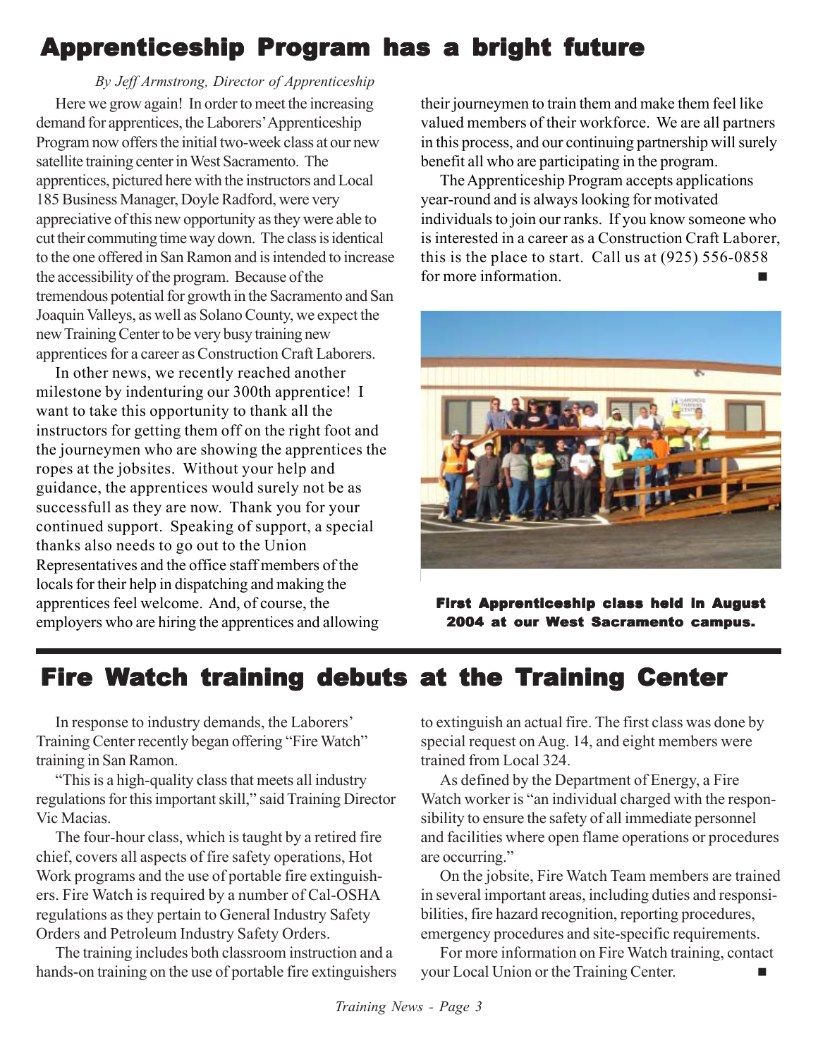# Apprenticeship Program has a bright future

*By Jeff Armstrong, Director of Apprenticeship*

Here we grow again! In order to meet the increasing demand for apprentices, the Laborers' Apprenticeship Program now offers the initial two-week class at our new satellite training center in West Sacramento. The apprentices, pictured here with the instructors and Local 185 Business Manager, Doyle Radford, were very appreciative of this new opportunity as they were able to cut their commuting time way down. The class is identical to the one offered in San Ramon and is intended to increase the accessibility of the program. Because of the tremendous potential for growth in the Sacramento and San Joaquin Valleys, as well as Solano County, we expect the new Training Center to be very busy training new apprentices for a career as Construction Craft Laborers.

In other news, we recently reached another milestone by indenturing our 300th apprentice! I want to take this opportunity to thank all the instructors for getting them off on the right foot and the journeymen who are showing the apprentices the ropes at the jobsites. Without your help and guidance, the apprentices would surely not be as successfull as they are now. Thank you for your continued support. Speaking of support, a special thanks also needs to go out to the Union Representatives and the office staff members of the locals for their help in dispatching and making the apprentices feel welcome. And, of course, the employers who are hiring the apprentices and allowing their journeymen to train them and make them feel like valued members of their workforce. We are all partners in this process, and our continuing partnership will surely benefit all who are participating in the program.

The Apprenticeship Program accepts applications year-round and is always looking for motivated individuals to join our ranks. If you know someone who is interested in a career as a Construction Craft Laborer, this is the place to start. Call us at (925) 556-0858 for more information. ■

**First Apprenticeship class held in August 2004 at our West Sacramento campus.**

# Fire Watch training debuts at the Training Center

In response to industry demands, the Laborers' Training Center recently began offering "Fire Watch" training in San Ramon.

"This is a high-quality class that meets all industry regulations for this important skill," said Training Director Vic Macias.

The four-hour class, which is taught by a retired fire chief, covers all aspects of fire safety operations, Hot Work programs and the use of portable fire extinguishers. Fire Watch is required by a number of Cal-OSHA regulations as they pertain to General Industry Safety Orders and Petroleum Industry Safety Orders.

The training includes both classroom instruction and a hands-on training on the use of portable fire extinguishers to extinguish an actual fire. The first class was done by special request on Aug. 14, and eight members were trained from Local 324.

As defined by the Department of Energy, a Fire Watch worker is "an individual charged with the responsibility to ensure the safety of all immediate personnel and facilities where open flame operations or procedures are occurring."

On the jobsite, Fire Watch Team members are trained in several important areas, including duties and responsibilities, fire hazard recognition, reporting procedures, emergency procedures and site-specific requirements.

For more information on Fire Watch training, contact your Local Union or the Training Center. ■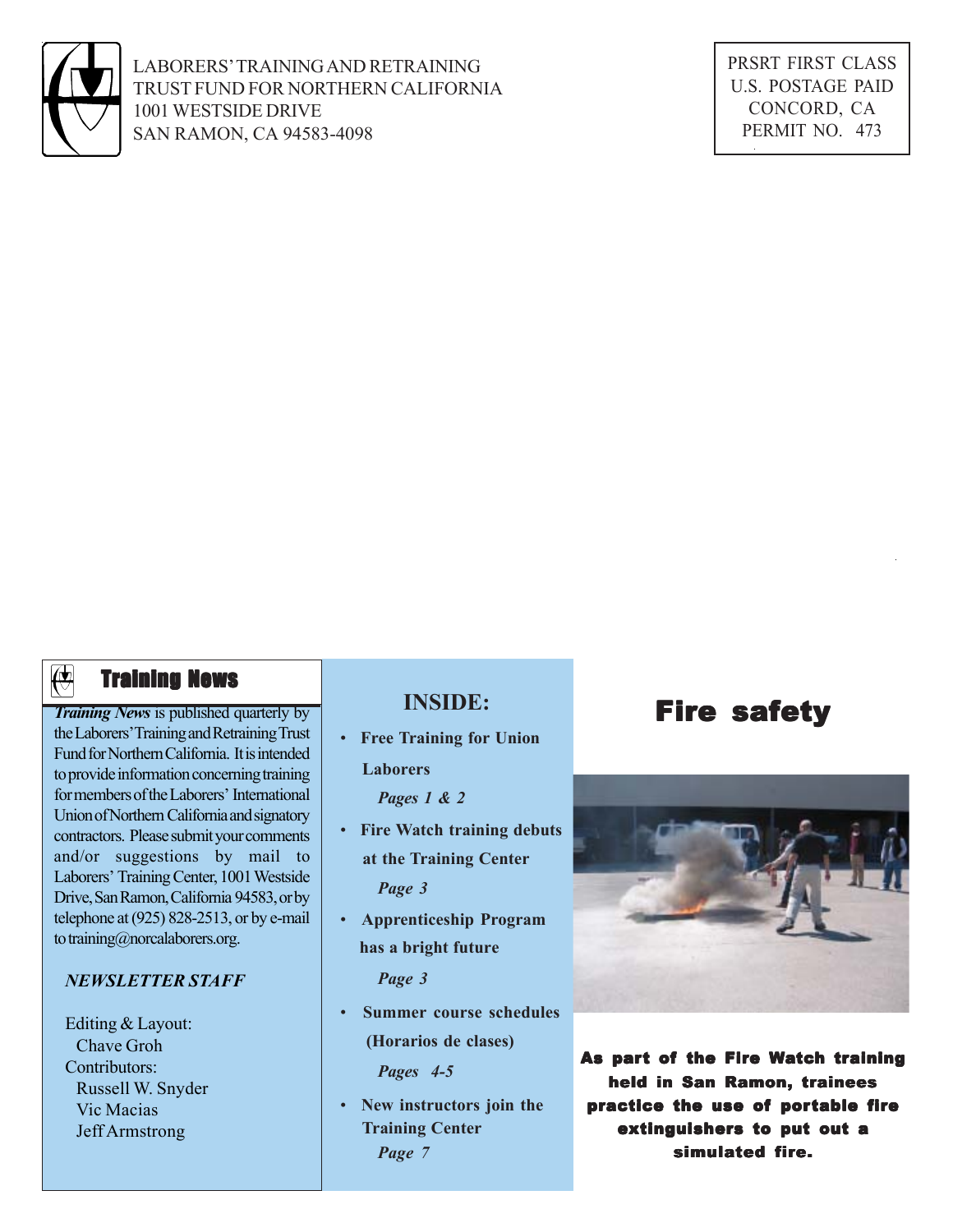LABORERS' TRAINING AND RETRAINING
TRUST FUND FOR NORTHERN CALIFORNIA
1001 WESTSIDE DRIVE
SAN RAMON, CA 94583-4098

PRSRT FIRST CLASS
U.S. POSTAGE PAID
CONCORD, CA
PERMIT NO. 473

## Training News

***Training News*** is published quarterly by the Laborers' Training and Retraining Trust Fund for Northern California. It is intended to provide information concerning training for members of the Laborers' International Union of Northern California and signatory contractors. Please submit your comments and/or suggestions by mail to Laborers' Training Center, 1001 Westside Drive, San Ramon, California 94583, or by telephone at (925) 828-2513, or by e-mail to training@norcalaborers.org.

*NEWSLETTER STAFF*

Editing & Layout:
Chave Groh

Contributors:
Russell W. Snyder
Vic Macias
Jeff Armstrong

## INSIDE:

- **Free Training for Union Laborers**
  ***Pages 1 & 2***
- **Fire Watch training debuts at the Training Center**
  ***Page 3***
- **Apprenticeship Program has a bright future**
  ***Page 3***
- **Summer course schedules (Horarios de clases)**
  ***Pages 4-5***
- **New instructors join the Training Center**
  ***Page 7***

## Fire safety

**As part of the Fire Watch training held in San Ramon, trainees practice the use of portable fire extinguishers to put out a simulated fire.**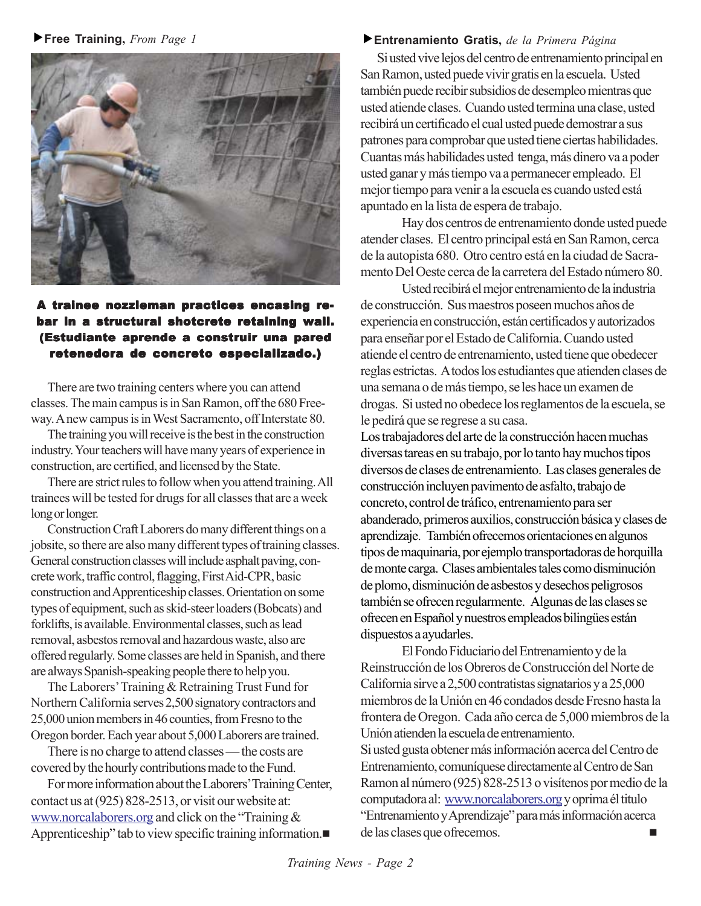▶**Free Training,** *From Page 1*

**A trainee nozzleman practices encasing rebar in a structural shotcrete retaining wall. (Estudiante aprende a construir una pared retenedora de concreto especializado.)**

There are two training centers where you can attend classes. The main campus is in San Ramon, off the 680 Freeway. A new campus is in West Sacramento, off Interstate 80.

The training you will receive is the best in the construction industry. Your teachers will have many years of experience in construction, are certified, and licensed by the State.

There are strict rules to follow when you attend training. All trainees will be tested for drugs for all classes that are a week long or longer.

Construction Craft Laborers do many different things on a jobsite, so there are also many different types of training classes. General construction classes will include asphalt paving, concrete work, traffic control, flagging, First Aid-CPR, basic construction and Apprenticeship classes. Orientation on some types of equipment, such as skid-steer loaders (Bobcats) and forklifts, is available. Environmental classes, such as lead removal, asbestos removal and hazardous waste, also are offered regularly. Some classes are held in Spanish, and there are always Spanish-speaking people there to help you.

The Laborers' Training & Retraining Trust Fund for Northern California serves 2,500 signatory contractors and 25,000 union members in 46 counties, from Fresno to the Oregon border. Each year about 5,000 Laborers are trained.

There is no charge to attend classes — the costs are covered by the hourly contributions made to the Fund.

For more information about the Laborers' Training Center, contact us at (925) 828-2513, or visit our website at: www.norcalaborers.org and click on the "Training & Apprenticeship" tab to view specific training information.■

▶**Entrenamiento Gratis,** *de la Primera Página*

Si usted vive lejos del centro de entrenamiento principal en San Ramon, usted puede vivir gratis en la escuela. Usted también puede recibir subsidios de desempleo mientras que usted atiende clases. Cuando usted termina una clase, usted recibirá un certificado el cual usted puede demostrar a sus patrones para comprobar que usted tiene ciertas habilidades. Cuantas más habilidades usted tenga, más dinero va a poder usted ganar y más tiempo va a permanecer empleado. El mejor tiempo para venir a la escuela es cuando usted está apuntado en la lista de espera de trabajo.

Hay dos centros de entrenamiento donde usted puede atender clases. El centro principal está en San Ramon, cerca de la autopista 680. Otro centro está en la ciudad de Sacramento Del Oeste cerca de la carretera del Estado número 80.

Usted recibirá el mejor entrenamiento de la industria de construcción. Sus maestros poseen muchos años de experiencia en construcción, están certificados y autorizados para enseñar por el Estado de California. Cuando usted atiende el centro de entrenamiento, usted tiene que obedecer reglas estrictas. A todos los estudiantes que atienden clases de una semana o de más tiempo, se les hace un examen de drogas. Si usted no obedece los reglamentos de la escuela, se le pedirá que se regrese a su casa.

Los trabajadores del arte de la construcción hacen muchas diversas tareas en su trabajo, por lo tanto hay muchos tipos diversos de clases de entrenamiento. Las clases generales de construcción incluyen pavimento de asfalto, trabajo de concreto, control de tráfico, entrenamiento para ser abanderado, primeros auxilios, construcción básica y clases de aprendizaje. También ofrecemos orientaciones en algunos tipos de maquinaria, por ejemplo transportadoras de horquilla de monte carga. Clases ambientales tales como disminución de plomo, disminución de asbestos y desechos peligrosos también se ofrecen regularmente. Algunas de las clases se ofrecen en Español y nuestros empleados bilingües están dispuestos a ayudarles.

El Fondo Fiduciario del Entrenamiento y de la Reinstrucción de los Obreros de Construcción del Norte de California sirve a 2,500 contratistas signatarios y a 25,000 miembros de la Unión en 46 condados desde Fresno hasta la frontera de Oregon. Cada año cerca de 5,000 miembros de la Unión atienden la escuela de entrenamiento.

Si usted gusta obtener más información acerca del Centro de Entrenamiento, comuníquese directamente al Centro de San Ramon al número (925) 828-2513 o visítenos por medio de la computadora al: www.norcalaborers.org y oprima él titulo "Entrenamiento y Aprendizaje" para más información acerca de las clases que ofrecemos. ■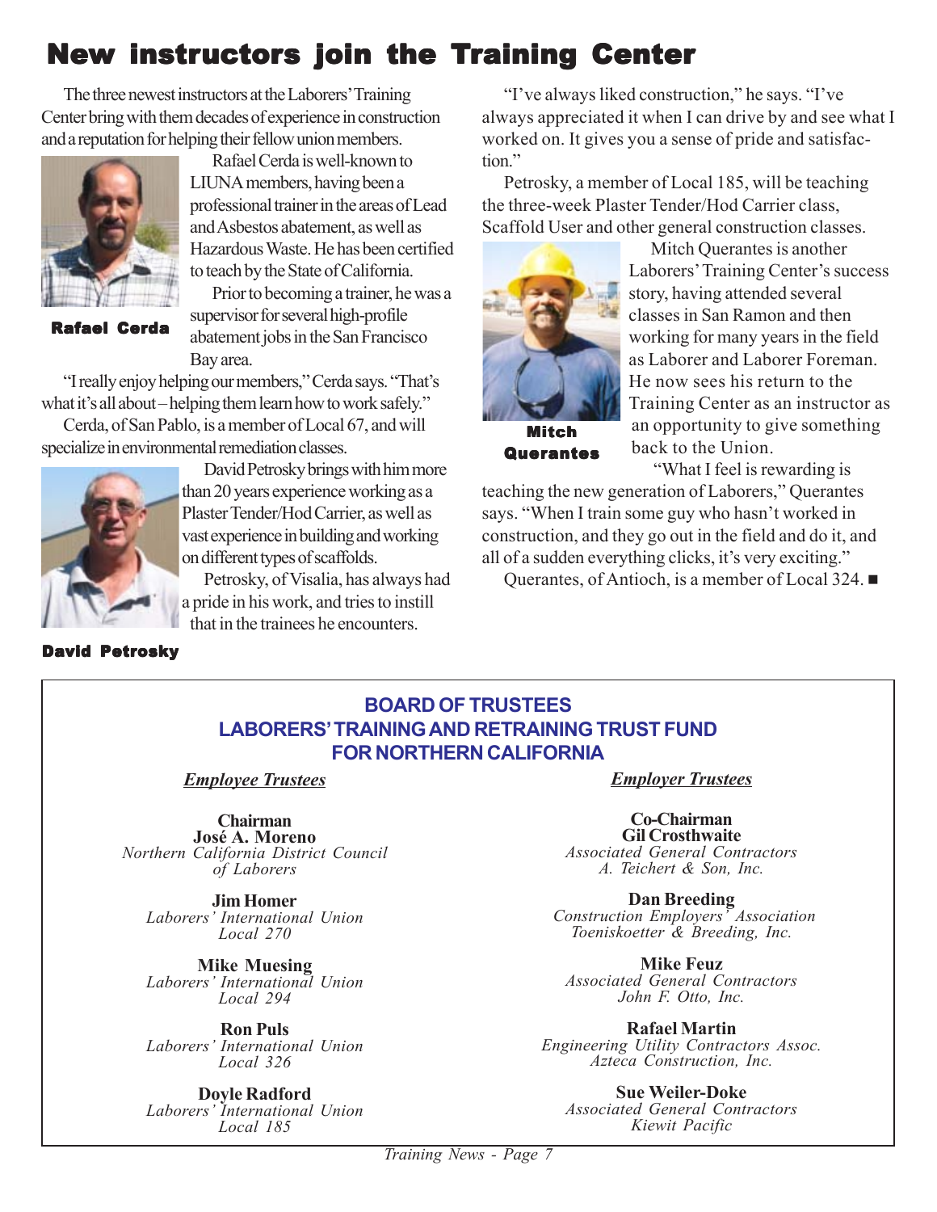# New instructors join the Training Center

The three newest instructors at the Laborers' Training Center bring with them decades of experience in construction and a reputation for helping their fellow union members.

Rafael Cerda is well-known to LIUNA members, having been a professional trainer in the areas of Lead and Asbestos abatement, as well as Hazardous Waste. He has been certified to teach by the State of California.

**Rafael Cerda**

Prior to becoming a trainer, he was a supervisor for several high-profile abatement jobs in the San Francisco Bay area.

"I really enjoy helping our members," Cerda says. "That's what it's all about – helping them learn how to work safely."

Cerda, of San Pablo, is a member of Local 67, and will specialize in environmental remediation classes.

David Petrosky brings with him more than 20 years experience working as a Plaster Tender/Hod Carrier, as well as vast experience in building and working on different types of scaffolds.

Petrosky, of Visalia, has always had a pride in his work, and tries to instill that in the trainees he encounters.

**David Petrosky**

"I've always liked construction," he says. "I've always appreciated it when I can drive by and see what I worked on. It gives you a sense of pride and satisfaction."

Petrosky, a member of Local 185, will be teaching the three-week Plaster Tender/Hod Carrier class, Scaffold User and other general construction classes.

Mitch Querantes is another Laborers' Training Center's success story, having attended several classes in San Ramon and then working for many years in the field as Laborer and Laborer Foreman. He now sees his return to the Training Center as an instructor as an opportunity to give something back to the Union.

**Mitch Querantes**

"What I feel is rewarding is teaching the new generation of Laborers," Querantes says. "When I train some guy who hasn't worked in construction, and they go out in the field and do it, and all of a sudden everything clicks, it's very exciting."

Querantes, of Antioch, is a member of Local 324. ■

## BOARD OF TRUSTEES
## LABORERS' TRAINING AND RETRAINING TRUST FUND FOR NORTHERN CALIFORNIA

***Employee Trustees***

**Chairman**
**José A. Moreno**
*Northern California District Council of Laborers*

**Jim Homer**
*Laborers' International Union Local 270*

**Mike Muesing**
*Laborers' International Union Local 294*

**Ron Puls**
*Laborers' International Union Local 326*

**Doyle Radford**
*Laborers' International Union Local 185*

***Employer Trustees***

**Co-Chairman**
**Gil Crosthwaite**
*Associated General Contractors*
*A. Teichert & Son, Inc.*

**Dan Breeding**
*Construction Employers' Association*
*Toeniskoetter & Breeding, Inc.*

**Mike Feuz**
*Associated General Contractors*
*John F. Otto, Inc.*

**Rafael Martin**
*Engineering Utility Contractors Assoc.*
*Azteca Construction, Inc.*

**Sue Weiler-Doke**
*Associated General Contractors*
*Kiewit Pacific*